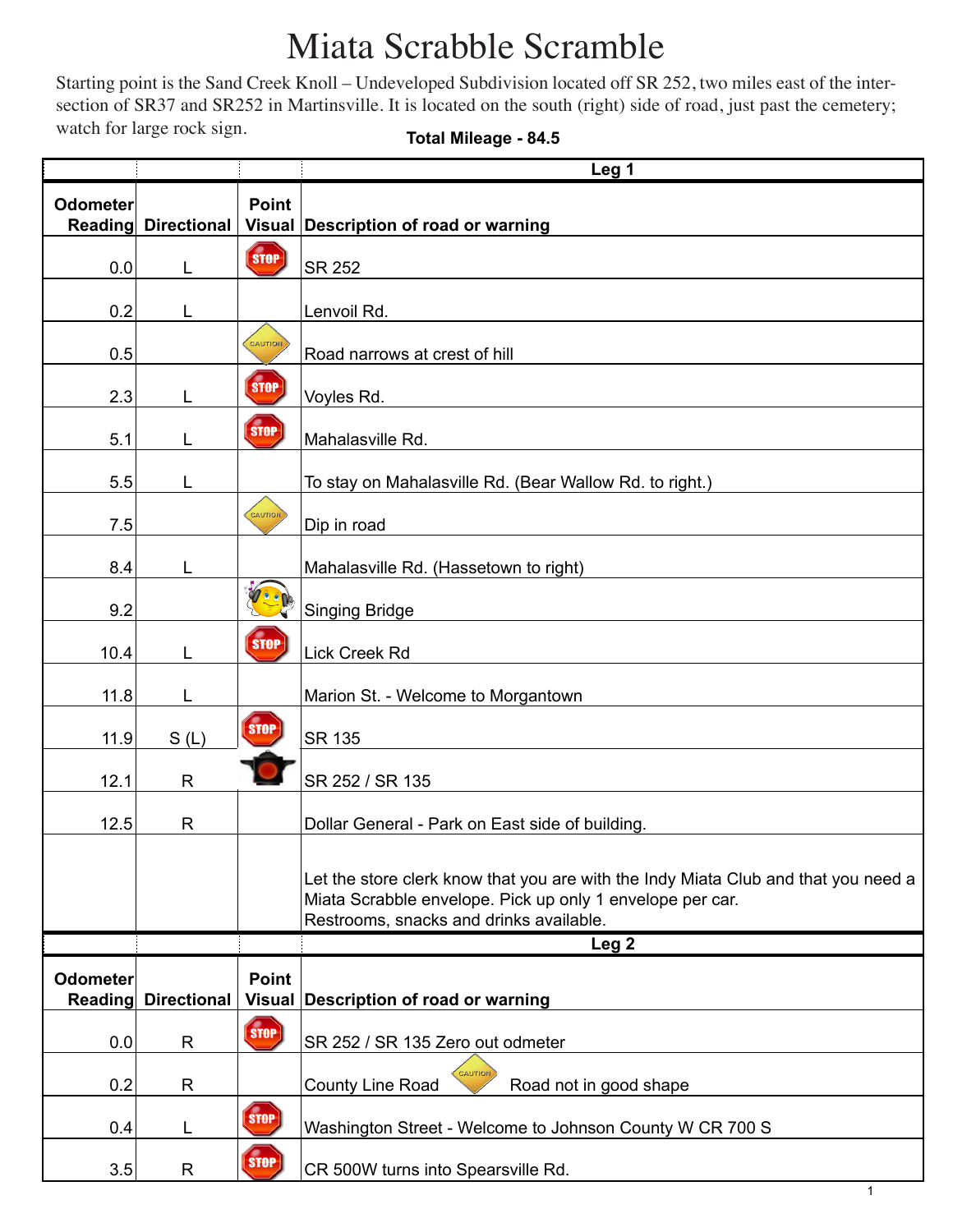# Miata Scrabble Scramble

Starting point is the Sand Creek Knoll – Undeveloped Subdivision located off SR 252, two miles east of the intersection of SR37 and SR252 in Martinsville. It is located on the south (right) side of road, just past the cemetery; watch for large rock sign.

**Total Mileage - 84.5**

| | | | **Leg 1** |
|---|---|---|---|
| **Odometer Reading** | **Directional** | **Point Visual** | **Description of road or warning** |
| 0.0 | L | STOP | SR 252 |
| 0.2 | L | | Lenvoil Rd. |
| 0.5 | | CAUTION | Road narrows at crest of hill |
| 2.3 | L | STOP | Voyles Rd. |
| 5.1 | L | STOP | Mahalasville Rd. |
| 5.5 | L | | To stay on Mahalasville Rd. (Bear Wallow Rd. to right.) |
| 7.5 | | CAUTION | Dip in road |
| 8.4 | L | | Mahalasville Rd. (Hassetown to right) |
| 9.2 | | | Singing Bridge |
| 10.4 | L | STOP | Lick Creek Rd |
| 11.8 | L | | Marion St. - Welcome to Morgantown |
| 11.9 | S (L) | STOP | SR 135 |
| 12.1 | R | | SR 252 / SR 135 |
| 12.5 | R | | Dollar General - Park on East side of building. |
| | | | Let the store clerk know that you are with the Indy Miata Club and that you need a Miata Scrabble envelope. Pick up only 1 envelope per car. Restrooms, snacks and drinks available. |

| | | | **Leg 2** |
|---|---|---|---|
| **Odometer Reading** | **Directional** | **Point Visual** | **Description of road or warning** |
| 0.0 | R | STOP | SR 252 / SR 135 Zero out odmeter |
| 0.2 | R | | County Line Road CAUTION Road not in good shape |
| 0.4 | L | STOP | Washington Street - Welcome to Johnson County W CR 700 S |
| 3.5 | R | STOP | CR 500W turns into Spearsville Rd. |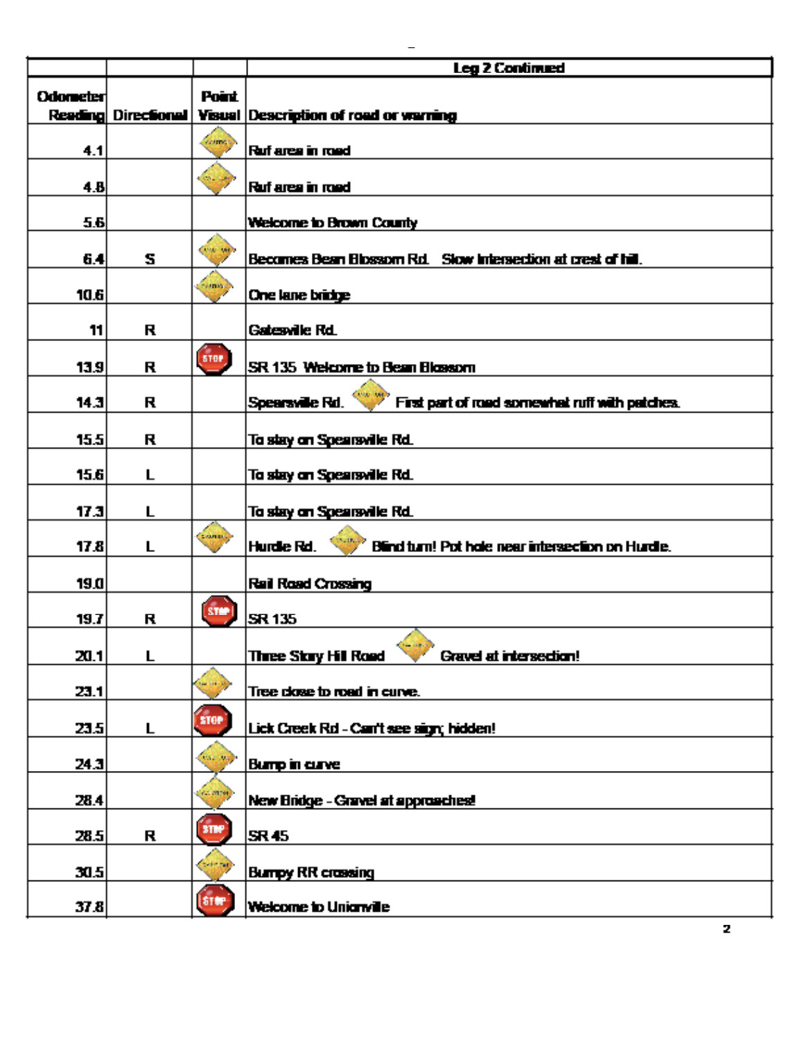| | | | Leg 2 Continued |
|---|---|---|---|
| Odometer Reading | Directional | Point Visual | Description of road or warning |
| 4.1 | | CAUTION | Ruf area in road |
| 4.8 | | CAUTION | Ruf area in road |
| 5.6 | | | Welcome to Brown County |
| 6.4 | S | CAUTION | Becomes Bean Blossom Rd. Slow intersection at crest of hill. |
| 10.6 | | CAUTION | One lane bridge |
| 11 | R | | Gatesville Rd. |
| 13.9 | R | STOP | SR 135 Welcome to Bean Blossom |
| 14.3 | R | | Spearsville Rd. CAUTION First part of road somewhat ruff with patches. |
| 15.5 | R | | To stay on Spearsville Rd. |
| 15.6 | L | | To stay on Spearsville Rd. |
| 17.3 | L | | To stay on Spearsville Rd. |
| 17.8 | L | CAUTION | Hurdle Rd. CAUTION Blind turn! Pot hole near intersection on Hurdle. |
| 19.0 | | | Rail Road Crossing |
| 19.7 | R | STOP | SR 135 |
| 20.1 | L | | Three Story Hill Road CAUTION Gravel at intersection! |
| 23.1 | | CAUTION | Tree close to road in curve. |
| 23.5 | L | STOP | Lick Creek Rd - Can't see sign; hidden! |
| 24.3 | | CAUTION | Bump in curve |
| 28.4 | | CAUTION | New Bridge - Gravel at approaches! |
| 28.5 | R | STOP | SR 45 |
| 30.5 | | CAUTION | Bumpy RR crossing |
| 37.8 | | STOP | Welcome to Unionville |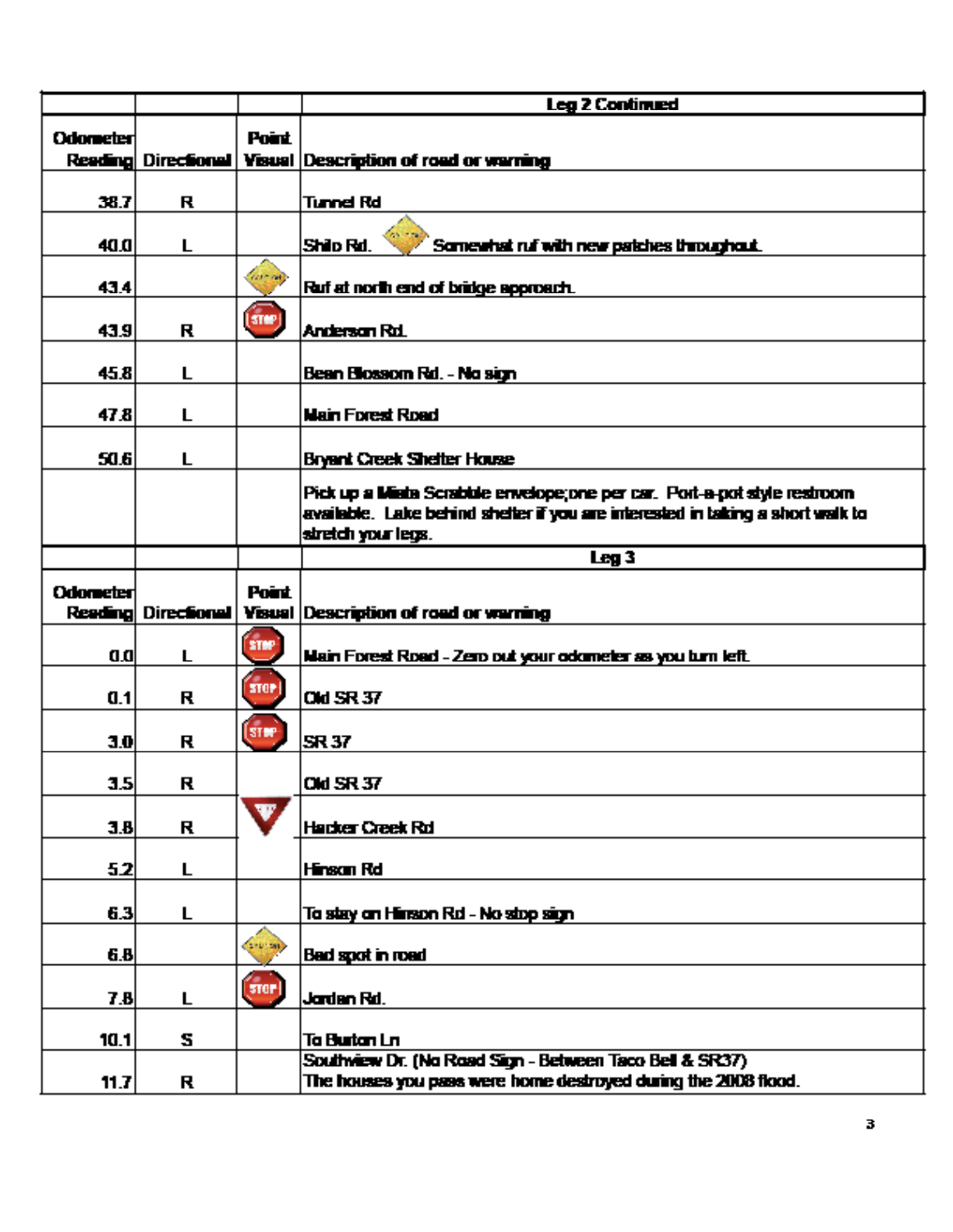| | | | Leg 2 Continued |
|---|---|---|---|
| Odometer Reading | Directional | Point Visual | Description of road or warning |
| 38.7 | R | | Tunnel Rd |
| 40.0 | L | | Shilo Rd. Somewhat ruf with new patches throughout. |
| 43.4 | | | Ruf at north end of bridge approach. |
| 43.9 | R | STOP | Anderson Rd. |
| 45.8 | L | | Bean Blossom Rd. - No sign |
| 47.8 | L | | Main Forest Road |
| 50.6 | L | | Bryant Creek Shelter House |
| | | | Pick up a Miata Scrabble envelope;one per car. Port-a-pot style restroom available. Lake behind shelter if you are interested in taking a short walk to stretch your legs. |
| | | | Leg 3 |
| Odometer Reading | Directional | Point Visual | Description of road or warning |
| 0.0 | L | STOP | Main Forest Road - Zero out your odometer as you turn left. |
| 0.1 | R | STOP | Old SR 37 |
| 3.0 | R | STOP | SR 37 |
| 3.5 | R | | Old SR 37 |
| 3.8 | R | YIELD | Harker Creek Rd |
| 5.2 | L | | Hinson Rd |
| 6.3 | L | | To stay on Hinson Rd - No stop sign |
| 6.8 | | | Bad spot in road |
| 7.8 | L | STOP | Jordan Rd. |
| 10.1 | S | | To Burton Ln |
| 11.7 | R | | Southview Dr. (No Road Sign - Between Taco Bell & SR37)<br>The houses you pass were home destroyed during the 2008 flood. |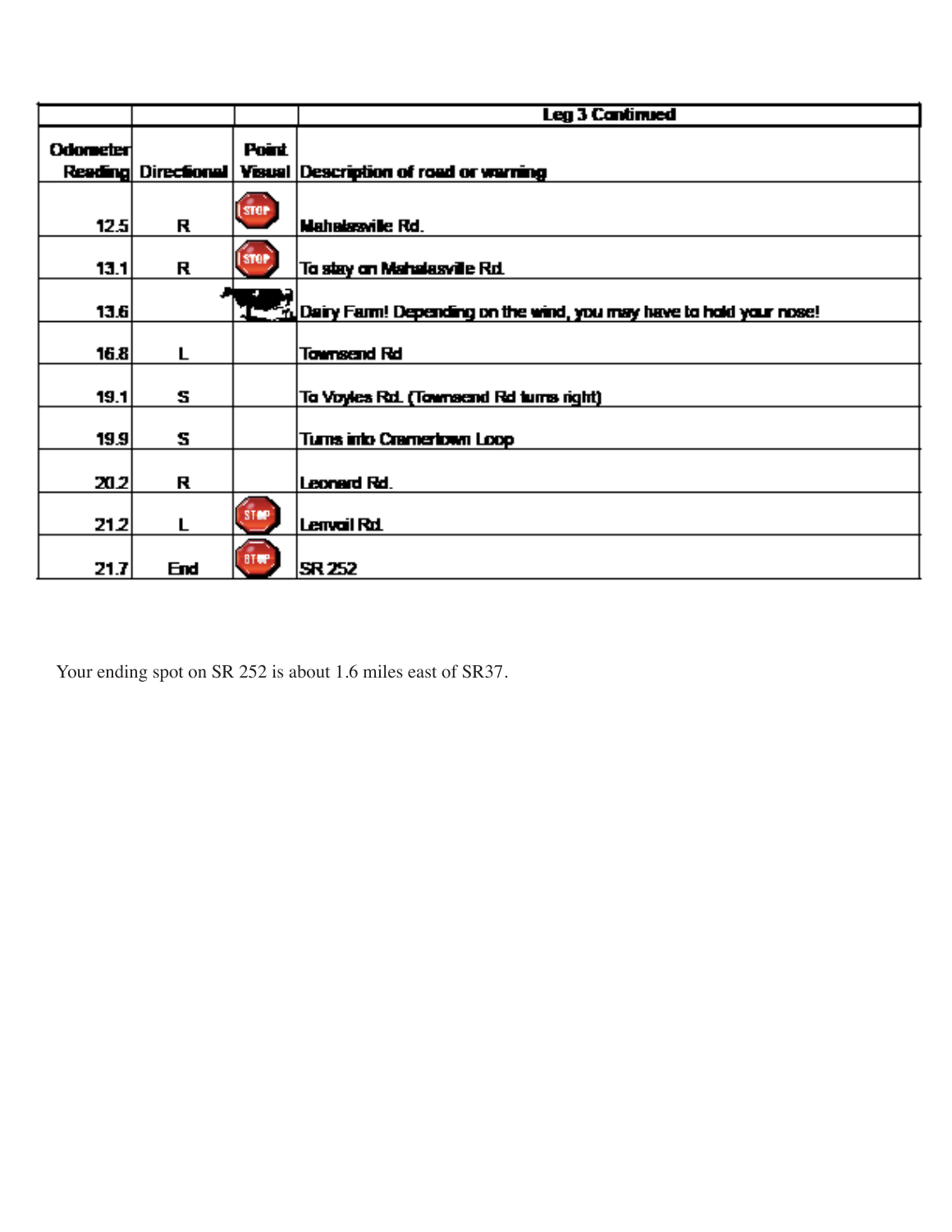| | | | Leg 3 Continued |
|---|---|---|---|
| Odometer Reading | Directional | Point Visual | Description of road or warning |
| 12.5 | R | STOP | Mahalasville Rd. |
| 13.1 | R | STOP | To stay on Mahalasville Rd. |
| 13.6 | | | Dairy Farm! Depending on the wind, you may have to hold your nose! |
| 16.8 | L | | Townsend Rd |
| 19.1 | S | | To Voyles Rd. (Townsend Rd turns right) |
| 19.9 | S | | Turns into Cramertown Loop |
| 20.2 | R | | Leonard Rd. |
| 21.2 | L | STOP | Lenvoil Rd. |
| 21.7 | End | STOP | SR 252 |

Your ending spot on SR 252 is about 1.6 miles east of SR37.